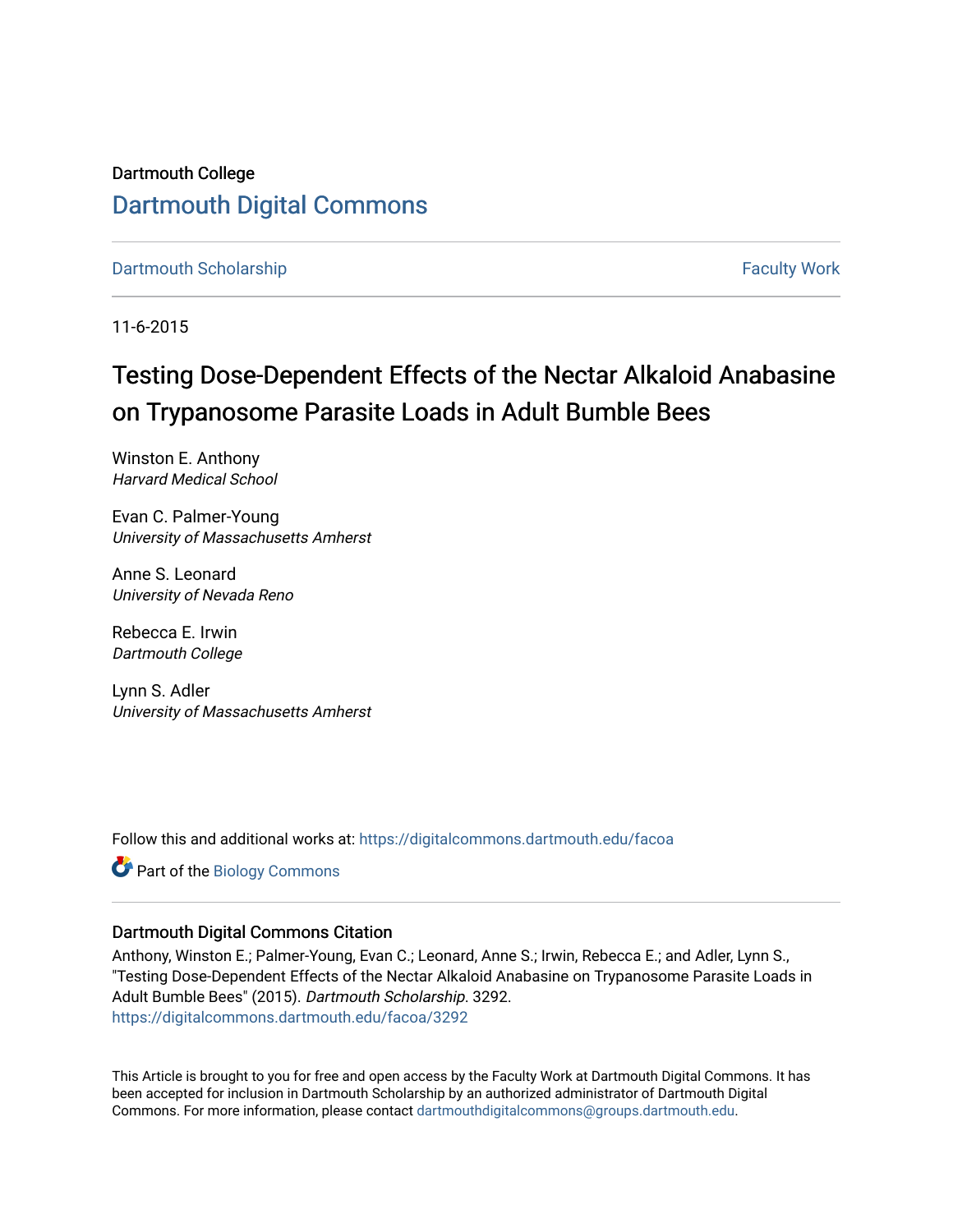Dartmouth College

# Dartmouth Digital Commons

Dartmouth Scholarship | Faculty Work

11-6-2015

# Testing Dose-Dependent Effects of the Nectar Alkaloid Anabasine on Trypanosome Parasite Loads in Adult Bumble Bees

Winston E. Anthony
*Harvard Medical School*

Evan C. Palmer-Young
*University of Massachusetts Amherst*

Anne S. Leonard
*University of Nevada Reno*

Rebecca E. Irwin
*Dartmouth College*

Lynn S. Adler
*University of Massachusetts Amherst*

Follow this and additional works at: https://digitalcommons.dartmouth.edu/facoa

Part of the Biology Commons

## Dartmouth Digital Commons Citation

Anthony, Winston E.; Palmer-Young, Evan C.; Leonard, Anne S.; Irwin, Rebecca E.; and Adler, Lynn S., "Testing Dose-Dependent Effects of the Nectar Alkaloid Anabasine on Trypanosome Parasite Loads in Adult Bumble Bees" (2015). *Dartmouth Scholarship*. 3292.
https://digitalcommons.dartmouth.edu/facoa/3292

This Article is brought to you for free and open access by the Faculty Work at Dartmouth Digital Commons. It has been accepted for inclusion in Dartmouth Scholarship by an authorized administrator of Dartmouth Digital Commons. For more information, please contact dartmouthdigitalcommons@groups.dartmouth.edu.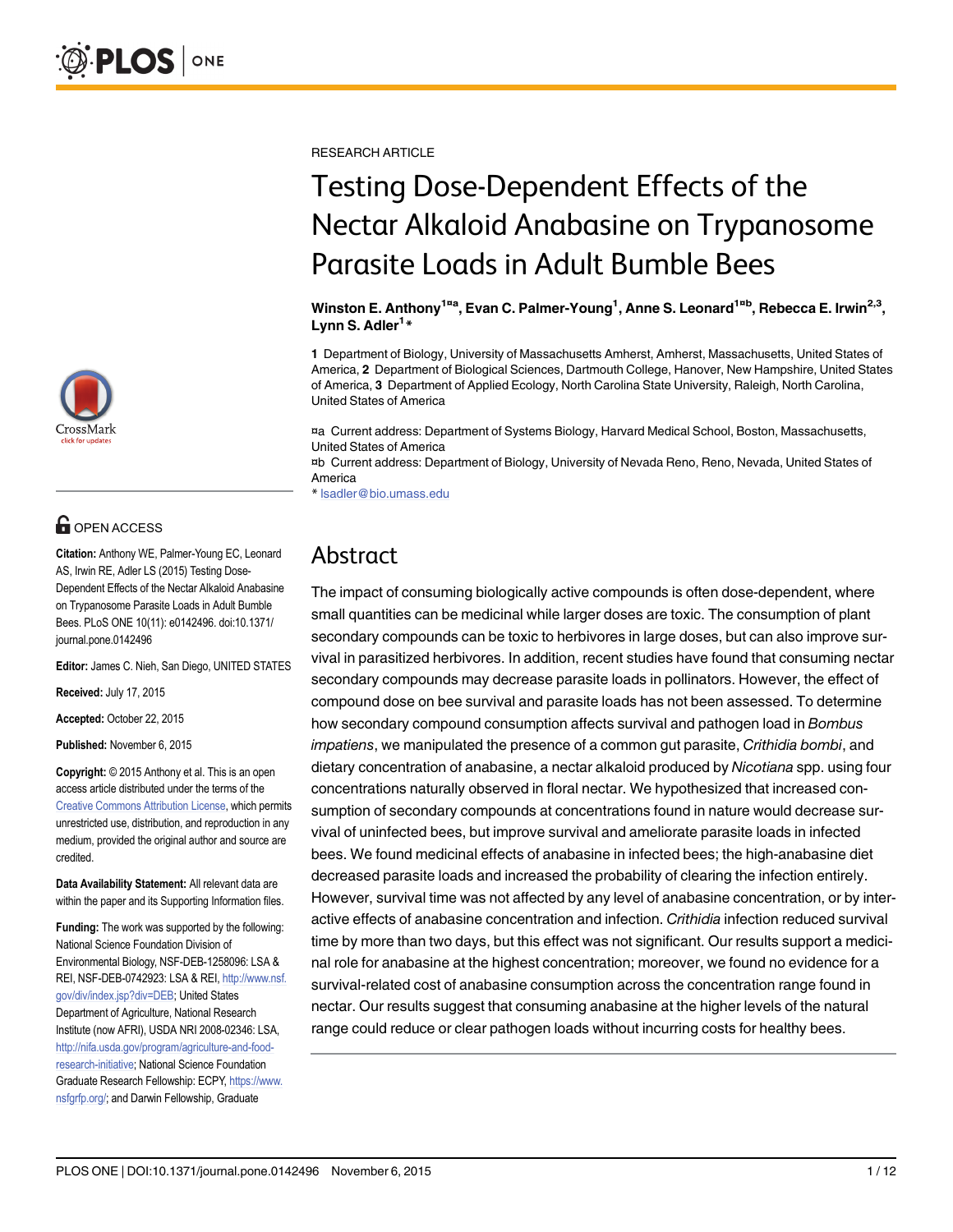RESEARCH ARTICLE

# Testing Dose-Dependent Effects of the Nectar Alkaloid Anabasine on Trypanosome Parasite Loads in Adult Bumble Bees

**Winston E. Anthony[1¤a], Evan C. Palmer-Young[1], Anne S. Leonard[1¤b], Rebecca E. Irwin[2,3], Lynn S. Adler[1]***

**1** Department of Biology, University of Massachusetts Amherst, Amherst, Massachusetts, United States of America, **2** Department of Biological Sciences, Dartmouth College, Hanover, New Hampshire, United States of America, **3** Department of Applied Ecology, North Carolina State University, Raleigh, North Carolina, United States of America

¤a Current address: Department of Systems Biology, Harvard Medical School, Boston, Massachusetts, United States of America
¤b Current address: Department of Biology, University of Nevada Reno, Reno, Nevada, United States of America
* lsadler@bio.umass.edu

OPEN ACCESS

**Citation:** Anthony WE, Palmer-Young EC, Leonard AS, Irwin RE, Adler LS (2015) Testing Dose-Dependent Effects of the Nectar Alkaloid Anabasine on Trypanosome Parasite Loads in Adult Bumble Bees. PLoS ONE 10(11): e0142496. doi:10.1371/journal.pone.0142496

**Editor:** James C. Nieh, San Diego, UNITED STATES

**Received:** July 17, 2015

**Accepted:** October 22, 2015

**Published:** November 6, 2015

**Copyright:** © 2015 Anthony et al. This is an open access article distributed under the terms of the Creative Commons Attribution License, which permits unrestricted use, distribution, and reproduction in any medium, provided the original author and source are credited.

**Data Availability Statement:** All relevant data are within the paper and its Supporting Information files.

**Funding:** The work was supported by the following: National Science Foundation Division of Environmental Biology, NSF-DEB-1258096: LSA & REI, NSF-DEB-0742923: LSA & REI, http://www.nsf.gov/div/index.jsp?div=DEB; United States Department of Agriculture, National Research Institute (now AFRI), USDA NRI 2008-02346: LSA, http://nifa.usda.gov/program/agriculture-and-food-research-initiative; National Science Foundation Graduate Research Fellowship: ECPY, https://www.nsfgrfp.org/; and Darwin Fellowship, Graduate

## Abstract

The impact of consuming biologically active compounds is often dose-dependent, where small quantities can be medicinal while larger doses are toxic. The consumption of plant secondary compounds can be toxic to herbivores in large doses, but can also improve survival in parasitized herbivores. In addition, recent studies have found that consuming nectar secondary compounds may decrease parasite loads in pollinators. However, the effect of compound dose on bee survival and parasite loads has not been assessed. To determine how secondary compound consumption affects survival and pathogen load in *Bombus impatiens*, we manipulated the presence of a common gut parasite, *Crithidia bombi*, and dietary concentration of anabasine, a nectar alkaloid produced by *Nicotiana* spp. using four concentrations naturally observed in floral nectar. We hypothesized that increased consumption of secondary compounds at concentrations found in nature would decrease survival of uninfected bees, but improve survival and ameliorate parasite loads in infected bees. We found medicinal effects of anabasine in infected bees; the high-anabasine diet decreased parasite loads and increased the probability of clearing the infection entirely. However, survival time was not affected by any level of anabasine concentration, or by interactive effects of anabasine concentration and infection. *Crithidia* infection reduced survival time by more than two days, but this effect was not significant. Our results support a medicinal role for anabasine at the highest concentration; moreover, we found no evidence for a survival-related cost of anabasine consumption across the concentration range found in nectar. Our results suggest that consuming anabasine at the higher levels of the natural range could reduce or clear pathogen loads without incurring costs for healthy bees.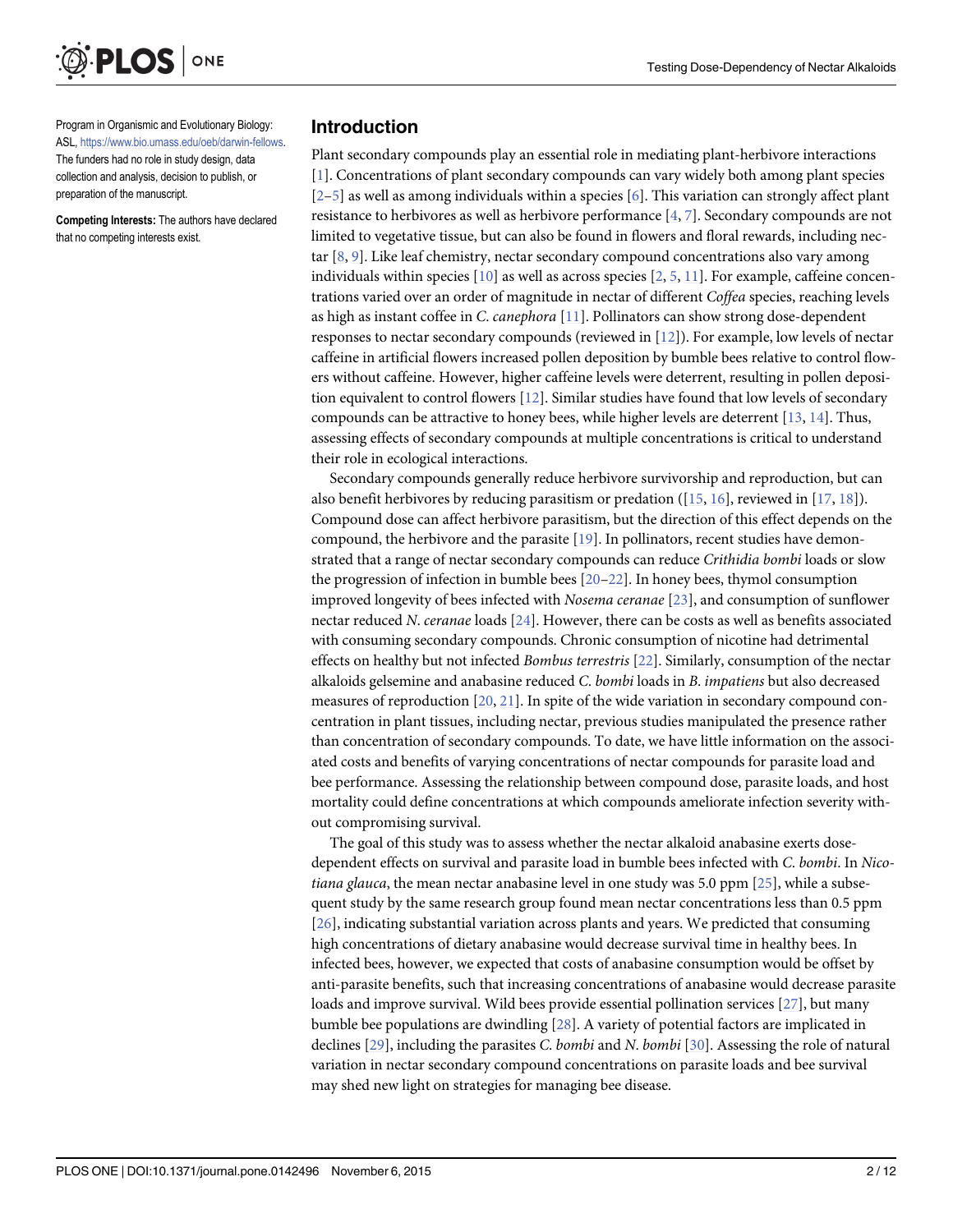Program in Organismic and Evolutionary Biology: ASL, https://www.bio.umass.edu/oeb/darwin-fellows. The funders had no role in study design, data collection and analysis, decision to publish, or preparation of the manuscript.

**Competing Interests:** The authors have declared that no competing interests exist.

## Introduction

Plant secondary compounds play an essential role in mediating plant-herbivore interactions [1]. Concentrations of plant secondary compounds can vary widely both among plant species [2–5] as well as among individuals within a species [6]. This variation can strongly affect plant resistance to herbivores as well as herbivore performance [4, 7]. Secondary compounds are not limited to vegetative tissue, but can also be found in flowers and floral rewards, including nectar [8, 9]. Like leaf chemistry, nectar secondary compound concentrations also vary among individuals within species [10] as well as across species [2, 5, 11]. For example, caffeine concentrations varied over an order of magnitude in nectar of different *Coffea* species, reaching levels as high as instant coffee in *C. canephora* [11]. Pollinators can show strong dose-dependent responses to nectar secondary compounds (reviewed in [12]). For example, low levels of nectar caffeine in artificial flowers increased pollen deposition by bumble bees relative to control flowers without caffeine. However, higher caffeine levels were deterrent, resulting in pollen deposition equivalent to control flowers [12]. Similar studies have found that low levels of secondary compounds can be attractive to honey bees, while higher levels are deterrent [13, 14]. Thus, assessing effects of secondary compounds at multiple concentrations is critical to understand their role in ecological interactions.

Secondary compounds generally reduce herbivore survivorship and reproduction, but can also benefit herbivores by reducing parasitism or predation ([15, 16], reviewed in [17, 18]). Compound dose can affect herbivore parasitism, but the direction of this effect depends on the compound, the herbivore and the parasite [19]. In pollinators, recent studies have demonstrated that a range of nectar secondary compounds can reduce *Crithidia bombi* loads or slow the progression of infection in bumble bees [20–22]. In honey bees, thymol consumption improved longevity of bees infected with *Nosema ceranae* [23], and consumption of sunflower nectar reduced *N. ceranae* loads [24]. However, there can be costs as well as benefits associated with consuming secondary compounds. Chronic consumption of nicotine had detrimental effects on healthy but not infected *Bombus terrestris* [22]. Similarly, consumption of the nectar alkaloids gelsemine and anabasine reduced *C. bombi* loads in *B. impatiens* but also decreased measures of reproduction [20, 21]. In spite of the wide variation in secondary compound concentration in plant tissues, including nectar, previous studies manipulated the presence rather than concentration of secondary compounds. To date, we have little information on the associated costs and benefits of varying concentrations of nectar compounds for parasite load and bee performance. Assessing the relationship between compound dose, parasite loads, and host mortality could define concentrations at which compounds ameliorate infection severity without compromising survival.

The goal of this study was to assess whether the nectar alkaloid anabasine exerts dose-dependent effects on survival and parasite load in bumble bees infected with *C. bombi*. In *Nicotiana glauca*, the mean nectar anabasine level in one study was 5.0 ppm [25], while a subsequent study by the same research group found mean nectar concentrations less than 0.5 ppm [26], indicating substantial variation across plants and years. We predicted that consuming high concentrations of dietary anabasine would decrease survival time in healthy bees. In infected bees, however, we expected that costs of anabasine consumption would be offset by anti-parasite benefits, such that increasing concentrations of anabasine would decrease parasite loads and improve survival. Wild bees provide essential pollination services [27], but many bumble bee populations are dwindling [28]. A variety of potential factors are implicated in declines [29], including the parasites *C. bombi* and *N. bombi* [30]. Assessing the role of natural variation in nectar secondary compound concentrations on parasite loads and bee survival may shed new light on strategies for managing bee disease.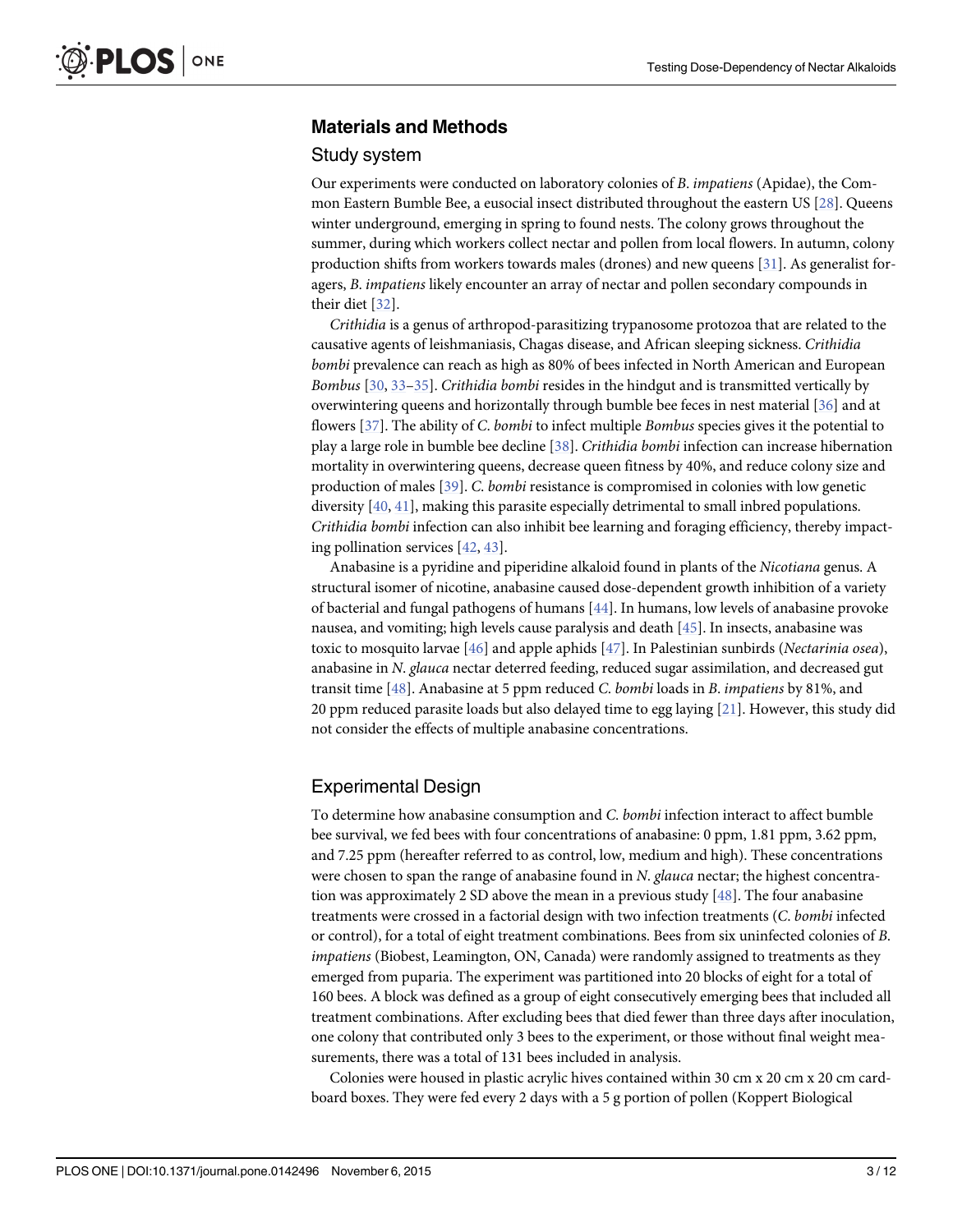## Materials and Methods

### Study system

Our experiments were conducted on laboratory colonies of *B. impatiens* (Apidae), the Common Eastern Bumble Bee, a eusocial insect distributed throughout the eastern US [28]. Queens winter underground, emerging in spring to found nests. The colony grows throughout the summer, during which workers collect nectar and pollen from local flowers. In autumn, colony production shifts from workers towards males (drones) and new queens [31]. As generalist foragers, *B. impatiens* likely encounter an array of nectar and pollen secondary compounds in their diet [32].

*Crithidia* is a genus of arthropod-parasitizing trypanosome protozoa that are related to the causative agents of leishmaniasis, Chagas disease, and African sleeping sickness. *Crithidia bombi* prevalence can reach as high as 80% of bees infected in North American and European *Bombus* [30, 33–35]. *Crithidia bombi* resides in the hindgut and is transmitted vertically by overwintering queens and horizontally through bumble bee feces in nest material [36] and at flowers [37]. The ability of *C. bombi* to infect multiple *Bombus* species gives it the potential to play a large role in bumble bee decline [38]. *Crithidia bombi* infection can increase hibernation mortality in overwintering queens, decrease queen fitness by 40%, and reduce colony size and production of males [39]. *C. bombi* resistance is compromised in colonies with low genetic diversity [40, 41], making this parasite especially detrimental to small inbred populations. *Crithidia bombi* infection can also inhibit bee learning and foraging efficiency, thereby impacting pollination services [42, 43].

Anabasine is a pyridine and piperidine alkaloid found in plants of the *Nicotiana* genus. A structural isomer of nicotine, anabasine caused dose-dependent growth inhibition of a variety of bacterial and fungal pathogens of humans [44]. In humans, low levels of anabasine provoke nausea, and vomiting; high levels cause paralysis and death [45]. In insects, anabasine was toxic to mosquito larvae [46] and apple aphids [47]. In Palestinian sunbirds (*Nectarinia osea*), anabasine in *N. glauca* nectar deterred feeding, reduced sugar assimilation, and decreased gut transit time [48]. Anabasine at 5 ppm reduced *C. bombi* loads in *B. impatiens* by 81%, and 20 ppm reduced parasite loads but also delayed time to egg laying [21]. However, this study did not consider the effects of multiple anabasine concentrations.

### Experimental Design

To determine how anabasine consumption and *C. bombi* infection interact to affect bumble bee survival, we fed bees with four concentrations of anabasine: 0 ppm, 1.81 ppm, 3.62 ppm, and 7.25 ppm (hereafter referred to as control, low, medium and high). These concentrations were chosen to span the range of anabasine found in *N. glauca* nectar; the highest concentration was approximately 2 SD above the mean in a previous study [48]. The four anabasine treatments were crossed in a factorial design with two infection treatments (*C. bombi* infected or control), for a total of eight treatment combinations. Bees from six uninfected colonies of *B. impatiens* (Biobest, Leamington, ON, Canada) were randomly assigned to treatments as they emerged from puparia. The experiment was partitioned into 20 blocks of eight for a total of 160 bees. A block was defined as a group of eight consecutively emerging bees that included all treatment combinations. After excluding bees that died fewer than three days after inoculation, one colony that contributed only 3 bees to the experiment, or those without final weight measurements, there was a total of 131 bees included in analysis.

Colonies were housed in plastic acrylic hives contained within 30 cm x 20 cm x 20 cm cardboard boxes. They were fed every 2 days with a 5 g portion of pollen (Koppert Biological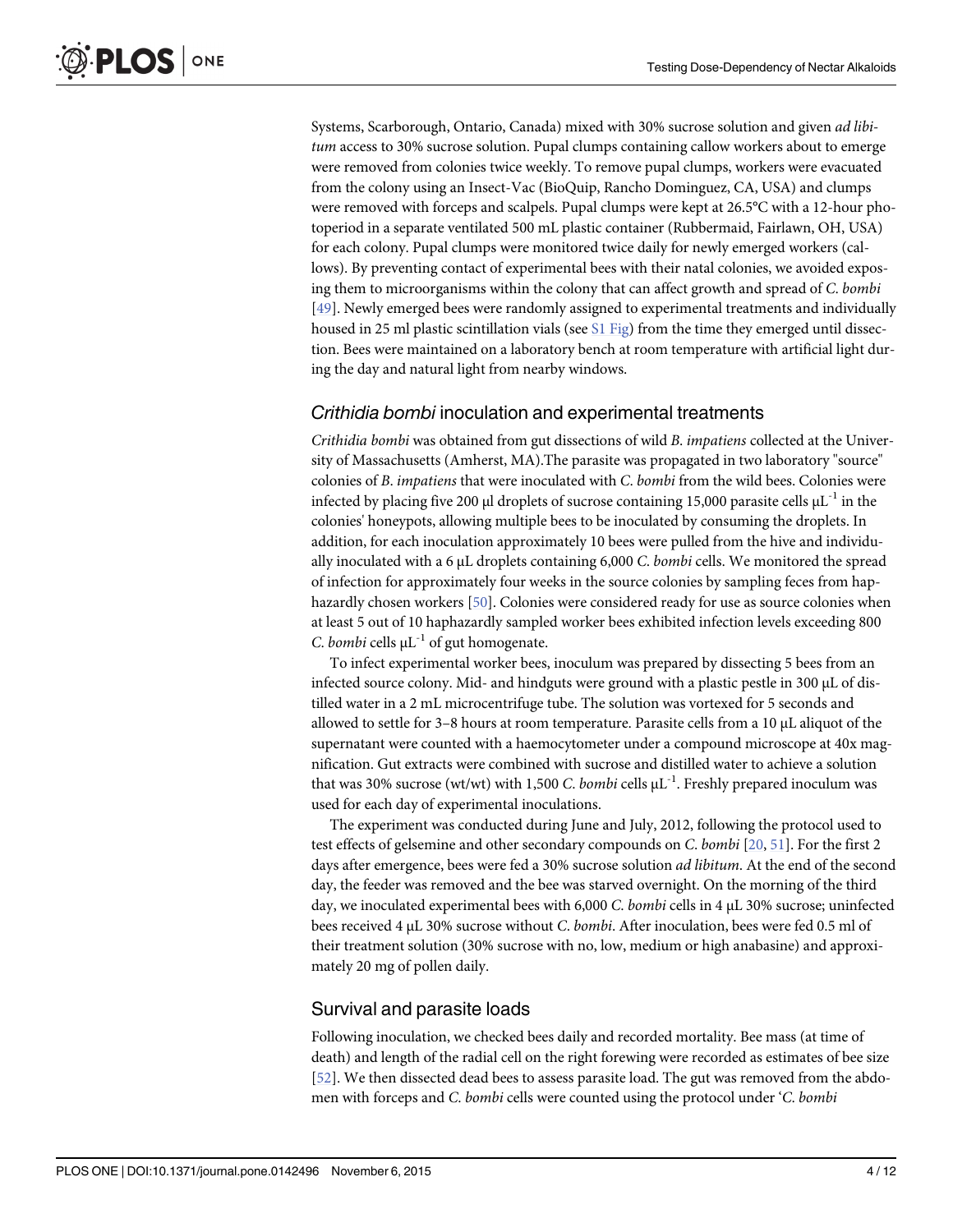Systems, Scarborough, Ontario, Canada) mixed with 30% sucrose solution and given *ad libitum* access to 30% sucrose solution. Pupal clumps containing callow workers about to emerge were removed from colonies twice weekly. To remove pupal clumps, workers were evacuated from the colony using an Insect-Vac (BioQuip, Rancho Dominguez, CA, USA) and clumps were removed with forceps and scalpels. Pupal clumps were kept at 26.5°C with a 12-hour photoperiod in a separate ventilated 500 mL plastic container (Rubbermaid, Fairlawn, OH, USA) for each colony. Pupal clumps were monitored twice daily for newly emerged workers (callows). By preventing contact of experimental bees with their natal colonies, we avoided exposing them to microorganisms within the colony that can affect growth and spread of *C. bombi* [49]. Newly emerged bees were randomly assigned to experimental treatments and individually housed in 25 ml plastic scintillation vials (see S1 Fig) from the time they emerged until dissection. Bees were maintained on a laboratory bench at room temperature with artificial light during the day and natural light from nearby windows.

## *Crithidia bombi* inoculation and experimental treatments

*Crithidia bombi* was obtained from gut dissections of wild *B. impatiens* collected at the University of Massachusetts (Amherst, MA).The parasite was propagated in two laboratory "source" colonies of *B. impatiens* that were inoculated with *C. bombi* from the wild bees. Colonies were infected by placing five 200 μl droplets of sucrose containing 15,000 parasite cells $\mu L^{-1}$ in the colonies' honeypots, allowing multiple bees to be inoculated by consuming the droplets. In addition, for each inoculation approximately 10 bees were pulled from the hive and individually inoculated with a 6 μL droplets containing 6,000 *C. bombi* cells. We monitored the spread of infection for approximately four weeks in the source colonies by sampling feces from haphazardly chosen workers [50]. Colonies were considered ready for use as source colonies when at least 5 out of 10 haphazardly sampled worker bees exhibited infection levels exceeding 800 *C. bombi* cells $\mu L^{-1}$ of gut homogenate.

To infect experimental worker bees, inoculum was prepared by dissecting 5 bees from an infected source colony. Mid- and hindguts were ground with a plastic pestle in 300 μL of distilled water in a 2 mL microcentrifuge tube. The solution was vortexed for 5 seconds and allowed to settle for 3–8 hours at room temperature. Parasite cells from a 10 μL aliquot of the supernatant were counted with a haemocytometer under a compound microscope at 40x magnification. Gut extracts were combined with sucrose and distilled water to achieve a solution that was 30% sucrose (wt/wt) with 1,500 *C. bombi* cells $\mu L^{-1}$. Freshly prepared inoculum was used for each day of experimental inoculations.

The experiment was conducted during June and July, 2012, following the protocol used to test effects of gelsemine and other secondary compounds on *C. bombi* [20, 51]. For the first 2 days after emergence, bees were fed a 30% sucrose solution *ad libitum*. At the end of the second day, the feeder was removed and the bee was starved overnight. On the morning of the third day, we inoculated experimental bees with 6,000 *C. bombi* cells in 4 μL 30% sucrose; uninfected bees received 4 μL 30% sucrose without *C. bombi*. After inoculation, bees were fed 0.5 ml of their treatment solution (30% sucrose with no, low, medium or high anabasine) and approximately 20 mg of pollen daily.

## Survival and parasite loads

Following inoculation, we checked bees daily and recorded mortality. Bee mass (at time of death) and length of the radial cell on the right forewing were recorded as estimates of bee size [52]. We then dissected dead bees to assess parasite load. The gut was removed from the abdomen with forceps and *C. bombi* cells were counted using the protocol under '*C. bombi*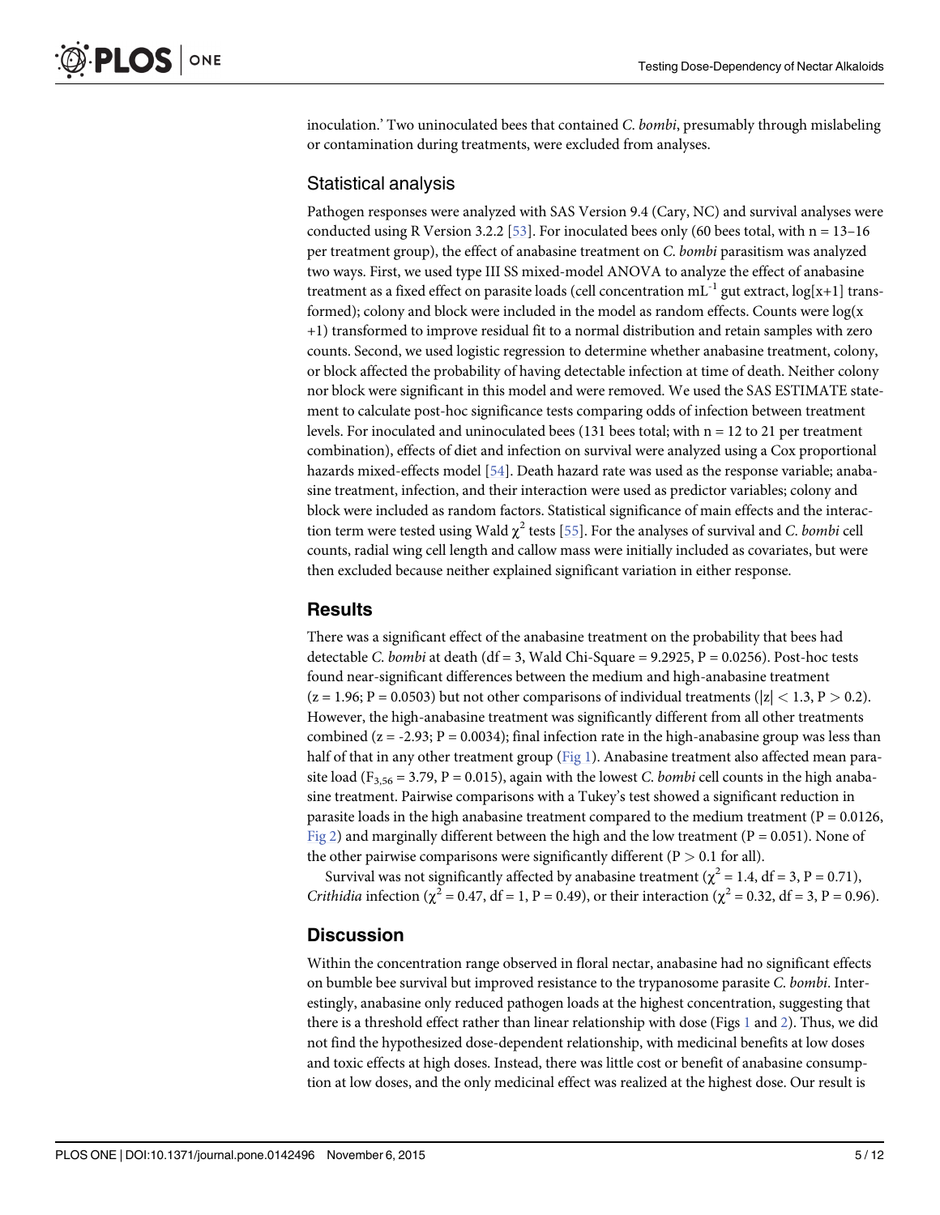inoculation.' Two uninoculated bees that contained *C. bombi*, presumably through mislabeling or contamination during treatments, were excluded from analyses.

## Statistical analysis

Pathogen responses were analyzed with SAS Version 9.4 (Cary, NC) and survival analyses were conducted using R Version 3.2.2 [53]. For inoculated bees only (60 bees total, with n = 13–16 per treatment group), the effect of anabasine treatment on *C. bombi* parasitism was analyzed two ways. First, we used type III SS mixed-model ANOVA to analyze the effect of anabasine treatment as a fixed effect on parasite loads (cell concentration $mL^{-1}$ gut extract, log[x+1] transformed); colony and block were included in the model as random effects. Counts were log(x +1) transformed to improve residual fit to a normal distribution and retain samples with zero counts. Second, we used logistic regression to determine whether anabasine treatment, colony, or block affected the probability of having detectable infection at time of death. Neither colony nor block were significant in this model and were removed. We used the SAS ESTIMATE statement to calculate post-hoc significance tests comparing odds of infection between treatment levels. For inoculated and uninoculated bees (131 bees total; with n = 12 to 21 per treatment combination), effects of diet and infection on survival were analyzed using a Cox proportional hazards mixed-effects model [54]. Death hazard rate was used as the response variable; anabasine treatment, infection, and their interaction were used as predictor variables; colony and block were included as random factors. Statistical significance of main effects and the interaction term were tested using Wald $\chi^2$ tests [55]. For the analyses of survival and *C. bombi* cell counts, radial wing cell length and callow mass were initially included as covariates, but were then excluded because neither explained significant variation in either response.

# Results

There was a significant effect of the anabasine treatment on the probability that bees had detectable *C. bombi* at death (df = 3, Wald Chi-Square = 9.2925, P = 0.0256). Post-hoc tests found near-significant differences between the medium and high-anabasine treatment (z = 1.96; P = 0.0503) but not other comparisons of individual treatments ($|z| < 1.3$, $P > 0.2$). However, the high-anabasine treatment was significantly different from all other treatments combined (z = -2.93; P = 0.0034); final infection rate in the high-anabasine group was less than half of that in any other treatment group (Fig 1). Anabasine treatment also affected mean parasite load ($F_{3,56} = 3.79$, P = 0.015), again with the lowest *C. bombi* cell counts in the high anabasine treatment. Pairwise comparisons with a Tukey's test showed a significant reduction in parasite loads in the high anabasine treatment compared to the medium treatment (P = 0.0126, Fig 2) and marginally different between the high and the low treatment (P = 0.051). None of the other pairwise comparisons were significantly different ($P > 0.1$ for all).

Survival was not significantly affected by anabasine treatment ($\chi^2 = 1.4$, df = 3, P = 0.71), *Crithidia* infection ($\chi^2 = 0.47$, df = 1, P = 0.49), or their interaction ($\chi^2 = 0.32$, df = 3, P = 0.96).

# Discussion

Within the concentration range observed in floral nectar, anabasine had no significant effects on bumble bee survival but improved resistance to the trypanosome parasite *C. bombi*. Interestingly, anabasine only reduced pathogen loads at the highest concentration, suggesting that there is a threshold effect rather than linear relationship with dose (Figs 1 and 2). Thus, we did not find the hypothesized dose-dependent relationship, with medicinal benefits at low doses and toxic effects at high doses. Instead, there was little cost or benefit of anabasine consumption at low doses, and the only medicinal effect was realized at the highest dose. Our result is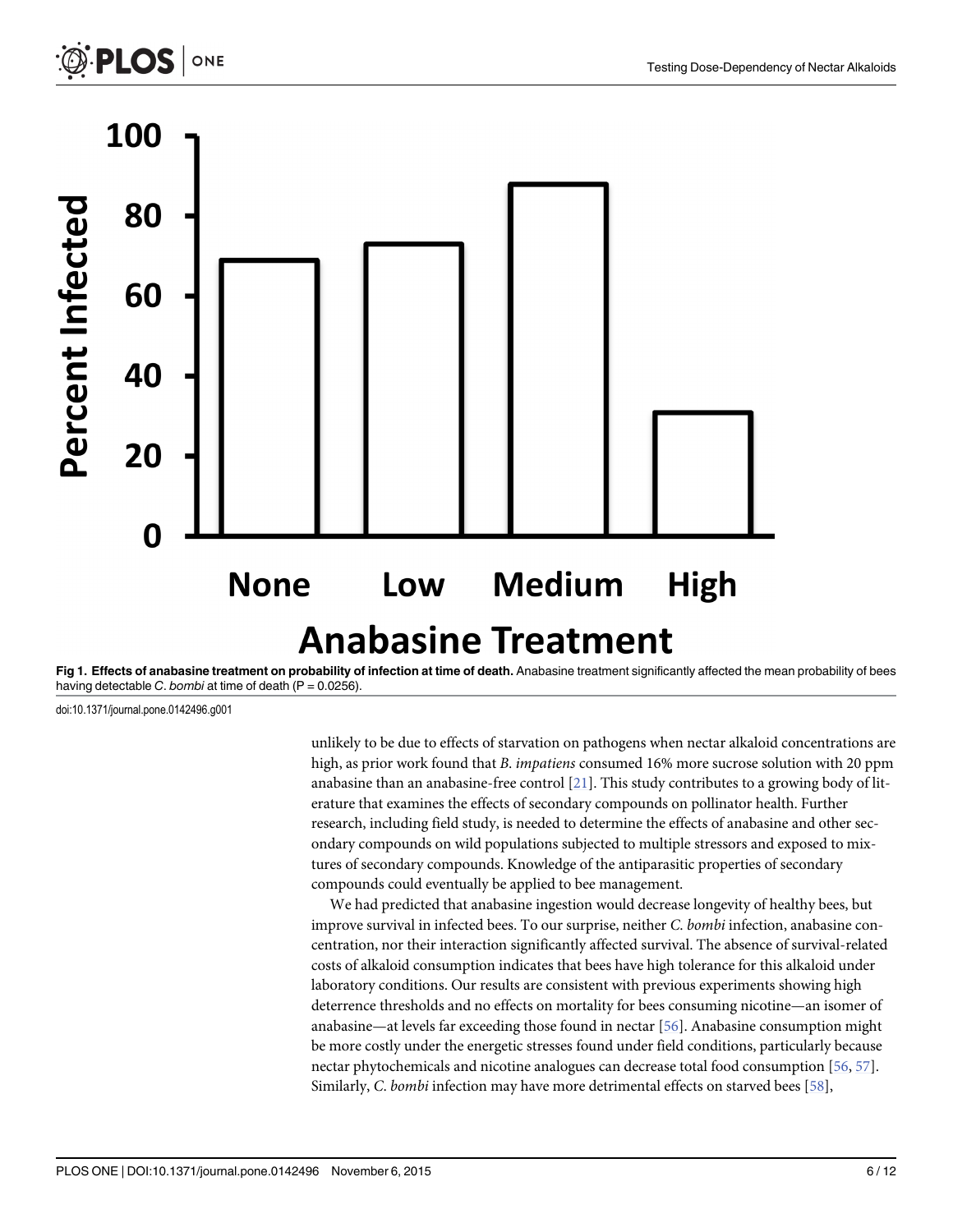**Fig 1. Effects of anabasine treatment on probability of infection at time of death.** Anabasine treatment significantly affected the mean probability of bees having detectable *C. bombi* at time of death (P = 0.0256).

doi:10.1371/journal.pone.0142496.g001

unlikely to be due to effects of starvation on pathogens when nectar alkaloid concentrations are high, as prior work found that *B. impatiens* consumed 16% more sucrose solution with 20 ppm anabasine than an anabasine-free control [21]. This study contributes to a growing body of literature that examines the effects of secondary compounds on pollinator health. Further research, including field study, is needed to determine the effects of anabasine and other secondary compounds on wild populations subjected to multiple stressors and exposed to mixtures of secondary compounds. Knowledge of the antiparasitic properties of secondary compounds could eventually be applied to bee management.

We had predicted that anabasine ingestion would decrease longevity of healthy bees, but improve survival in infected bees. To our surprise, neither *C. bombi* infection, anabasine concentration, nor their interaction significantly affected survival. The absence of survival-related costs of alkaloid consumption indicates that bees have high tolerance for this alkaloid under laboratory conditions. Our results are consistent with previous experiments showing high deterrence thresholds and no effects on mortality for bees consuming nicotine—an isomer of anabasine—at levels far exceeding those found in nectar [56]. Anabasine consumption might be more costly under the energetic stresses found under field conditions, particularly because nectar phytochemicals and nicotine analogues can decrease total food consumption [56, 57]. Similarly, *C. bombi* infection may have more detrimental effects on starved bees [58],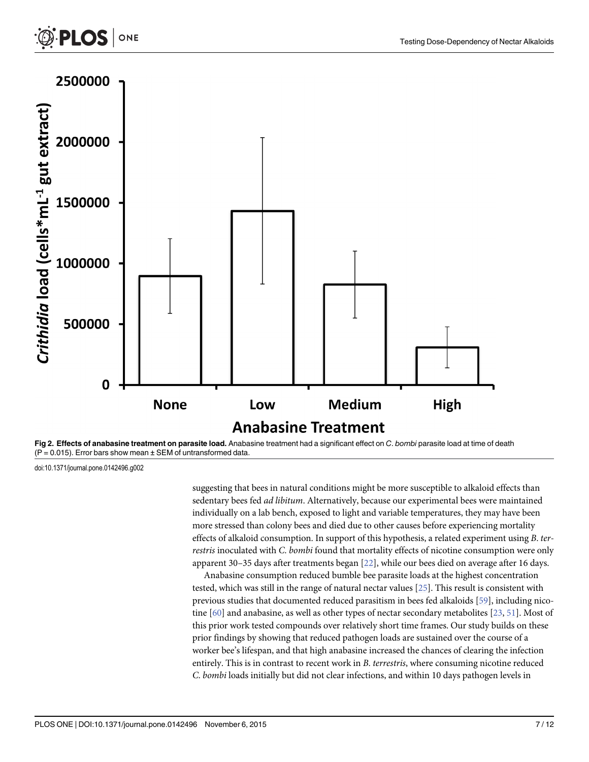Fig 2. Effects of anabasine treatment on parasite load. Anabasine treatment had a significant effect on *C. bombi* parasite load at time of death ($P = 0.015$). Error bars show mean ± SEM of untransformed data.

doi:10.1371/journal.pone.0142496.g002

suggesting that bees in natural conditions might be more susceptible to alkaloid effects than sedentary bees fed *ad libitum*. Alternatively, because our experimental bees were maintained individually on a lab bench, exposed to light and variable temperatures, they may have been more stressed than colony bees and died due to other causes before experiencing mortality effects of alkaloid consumption. In support of this hypothesis, a related experiment using *B. terrestris* inoculated with *C. bombi* found that mortality effects of nicotine consumption were only apparent 30–35 days after treatments began [22], while our bees died on average after 16 days.

Anabasine consumption reduced bumble bee parasite loads at the highest concentration tested, which was still in the range of natural nectar values [25]. This result is consistent with previous studies that documented reduced parasitism in bees fed alkaloids [59], including nicotine [60] and anabasine, as well as other types of nectar secondary metabolites [23, 51]. Most of this prior work tested compounds over relatively short time frames. Our study builds on these prior findings by showing that reduced pathogen loads are sustained over the course of a worker bee's lifespan, and that high anabasine increased the chances of clearing the infection entirely. This is in contrast to recent work in *B. terrestris*, where consuming nicotine reduced *C. bombi* loads initially but did not clear infections, and within 10 days pathogen levels in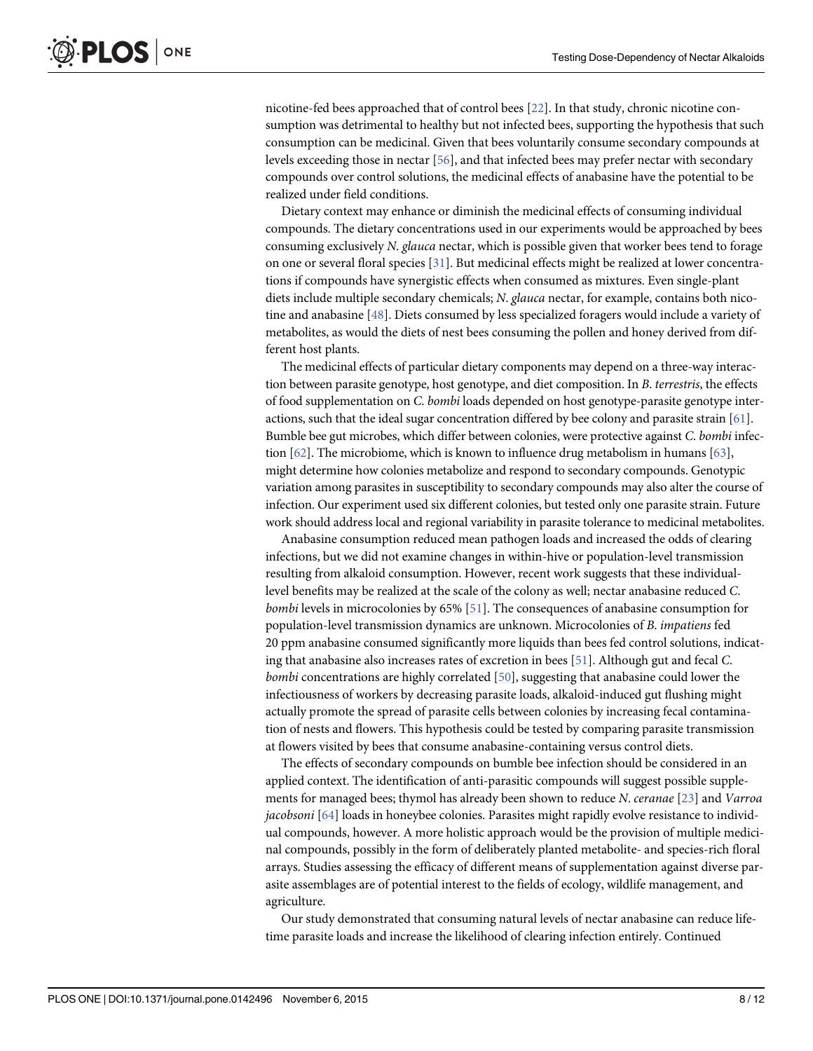nicotine-fed bees approached that of control bees [22]. In that study, chronic nicotine consumption was detrimental to healthy but not infected bees, supporting the hypothesis that such consumption can be medicinal. Given that bees voluntarily consume secondary compounds at levels exceeding those in nectar [56], and that infected bees may prefer nectar with secondary compounds over control solutions, the medicinal effects of anabasine have the potential to be realized under field conditions.

Dietary context may enhance or diminish the medicinal effects of consuming individual compounds. The dietary concentrations used in our experiments would be approached by bees consuming exclusively *N*. *glauca* nectar, which is possible given that worker bees tend to forage on one or several floral species [31]. But medicinal effects might be realized at lower concentrations if compounds have synergistic effects when consumed as mixtures. Even single-plant diets include multiple secondary chemicals; *N*. *glauca* nectar, for example, contains both nicotine and anabasine [48]. Diets consumed by less specialized foragers would include a variety of metabolites, as would the diets of nest bees consuming the pollen and honey derived from different host plants.

The medicinal effects of particular dietary components may depend on a three-way interaction between parasite genotype, host genotype, and diet composition. In *B*. *terrestris*, the effects of food supplementation on *C*. *bombi* loads depended on host genotype-parasite genotype interactions, such that the ideal sugar concentration differed by bee colony and parasite strain [61]. Bumble bee gut microbes, which differ between colonies, were protective against *C*. *bombi* infection [62]. The microbiome, which is known to influence drug metabolism in humans [63], might determine how colonies metabolize and respond to secondary compounds. Genotypic variation among parasites in susceptibility to secondary compounds may also alter the course of infection. Our experiment used six different colonies, but tested only one parasite strain. Future work should address local and regional variability in parasite tolerance to medicinal metabolites.

Anabasine consumption reduced mean pathogen loads and increased the odds of clearing infections, but we did not examine changes in within-hive or population-level transmission resulting from alkaloid consumption. However, recent work suggests that these individual-level benefits may be realized at the scale of the colony as well; nectar anabasine reduced *C*. *bombi* levels in microcolonies by 65% [51]. The consequences of anabasine consumption for population-level transmission dynamics are unknown. Microcolonies of *B*. *impatiens* fed 20 ppm anabasine consumed significantly more liquids than bees fed control solutions, indicating that anabasine also increases rates of excretion in bees [51]. Although gut and fecal *C*. *bombi* concentrations are highly correlated [50], suggesting that anabasine could lower the infectiousness of workers by decreasing parasite loads, alkaloid-induced gut flushing might actually promote the spread of parasite cells between colonies by increasing fecal contamination of nests and flowers. This hypothesis could be tested by comparing parasite transmission at flowers visited by bees that consume anabasine-containing versus control diets.

The effects of secondary compounds on bumble bee infection should be considered in an applied context. The identification of anti-parasitic compounds will suggest possible supplements for managed bees; thymol has already been shown to reduce *N*. *ceranae* [23] and *Varroa jacobsoni* [64] loads in honeybee colonies. Parasites might rapidly evolve resistance to individual compounds, however. A more holistic approach would be the provision of multiple medicinal compounds, possibly in the form of deliberately planted metabolite- and species-rich floral arrays. Studies assessing the efficacy of different means of supplementation against diverse parasite assemblages are of potential interest to the fields of ecology, wildlife management, and agriculture.

Our study demonstrated that consuming natural levels of nectar anabasine can reduce lifetime parasite loads and increase the likelihood of clearing infection entirely. Continued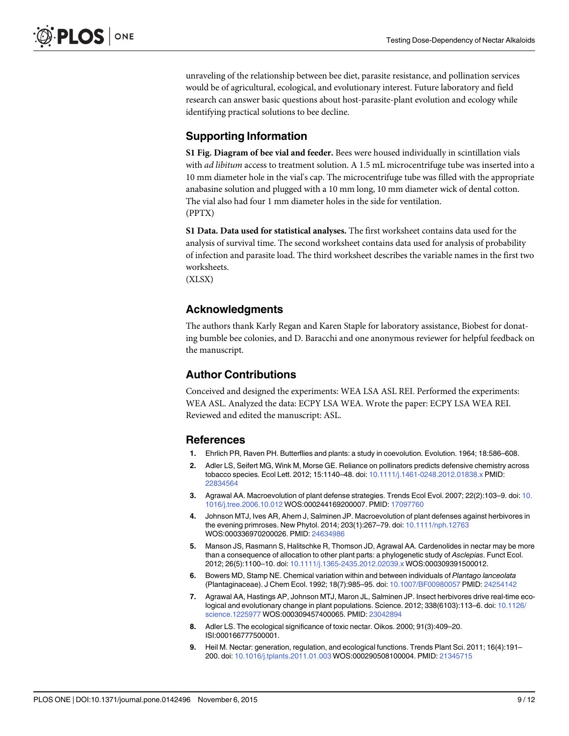unraveling of the relationship between bee diet, parasite resistance, and pollination services would be of agricultural, ecological, and evolutionary interest. Future laboratory and field research can answer basic questions about host-parasite-plant evolution and ecology while identifying practical solutions to bee decline.

## Supporting Information

**S1 Fig. Diagram of bee vial and feeder.** Bees were housed individually in scintillation vials with *ad libitum* access to treatment solution. A 1.5 mL microcentrifuge tube was inserted into a 10 mm diameter hole in the vial's cap. The microcentrifuge tube was filled with the appropriate anabasine solution and plugged with a 10 mm long, 10 mm diameter wick of dental cotton. The vial also had four 1 mm diameter holes in the side for ventilation.
(PPTX)

**S1 Data. Data used for statistical analyses.** The first worksheet contains data used for the analysis of survival time. The second worksheet contains data used for analysis of probability of infection and parasite load. The third worksheet describes the variable names in the first two worksheets.
(XLSX)

## Acknowledgments

The authors thank Karly Regan and Karen Staple for laboratory assistance, Biobest for donating bumble bee colonies, and D. Baracchi and one anonymous reviewer for helpful feedback on the manuscript.

## Author Contributions

Conceived and designed the experiments: WEA LSA ASL REI. Performed the experiments: WEA ASL. Analyzed the data: ECPY LSA WEA. Wrote the paper: ECPY LSA WEA REI. Reviewed and edited the manuscript: ASL.

## References

1. Ehrlich PR, Raven PH. Butterflies and plants: a study in coevolution. Evolution. 1964; 18:586–608.
2. Adler LS, Seifert MG, Wink M, Morse GE. Reliance on pollinators predicts defensive chemistry across tobacco species. Ecol Lett. 2012; 15:1140–48. doi: 10.1111/j.1461-0248.2012.01838.x PMID: 22834564
3. Agrawal AA. Macroevolution of plant defense strategies. Trends Ecol Evol. 2007; 22(2):103–9. doi: 10.1016/j.tree.2006.10.012 WOS:000244169200007. PMID: 17097760
4. Johnson MTJ, Ives AR, Ahern J, Salminen JP. Macroevolution of plant defenses against herbivores in the evening primroses. New Phytol. 2014; 203(1):267–79. doi: 10.1111/nph.12763 WOS:000336970200026. PMID: 24634986
5. Manson JS, Rasmann S, Halitschke R, Thomson JD, Agrawal AA. Cardenolides in nectar may be more than a consequence of allocation to other plant parts: a phylogenetic study of *Asclepias*. Funct Ecol. 2012; 26(5):1100–10. doi: 10.1111/j.1365-2435.2012.02039.x WOS:000309391500012.
6. Bowers MD, Stamp NE. Chemical variation within and between individuals of *Plantago lanceolata* (Plantaginaceae). J Chem Ecol. 1992; 18(7):985–95. doi: 10.1007/BF00980057 PMID: 24254142
7. Agrawal AA, Hastings AP, Johnson MTJ, Maron JL, Salminen JP. Insect herbivores drive real-time ecological and evolutionary change in plant populations. Science. 2012; 338(6103):113–6. doi: 10.1126/science.1225977 WOS:000309457400065. PMID: 23042894
8. Adler LS. The ecological significance of toxic nectar. Oikos. 2000; 91(3):409–20. ISI:000166777500001.
9. Heil M. Nectar: generation, regulation, and ecological functions. Trends Plant Sci. 2011; 16(4):191–200. doi: 10.1016/j.tplants.2011.01.003 WOS:000290508100004. PMID: 21345715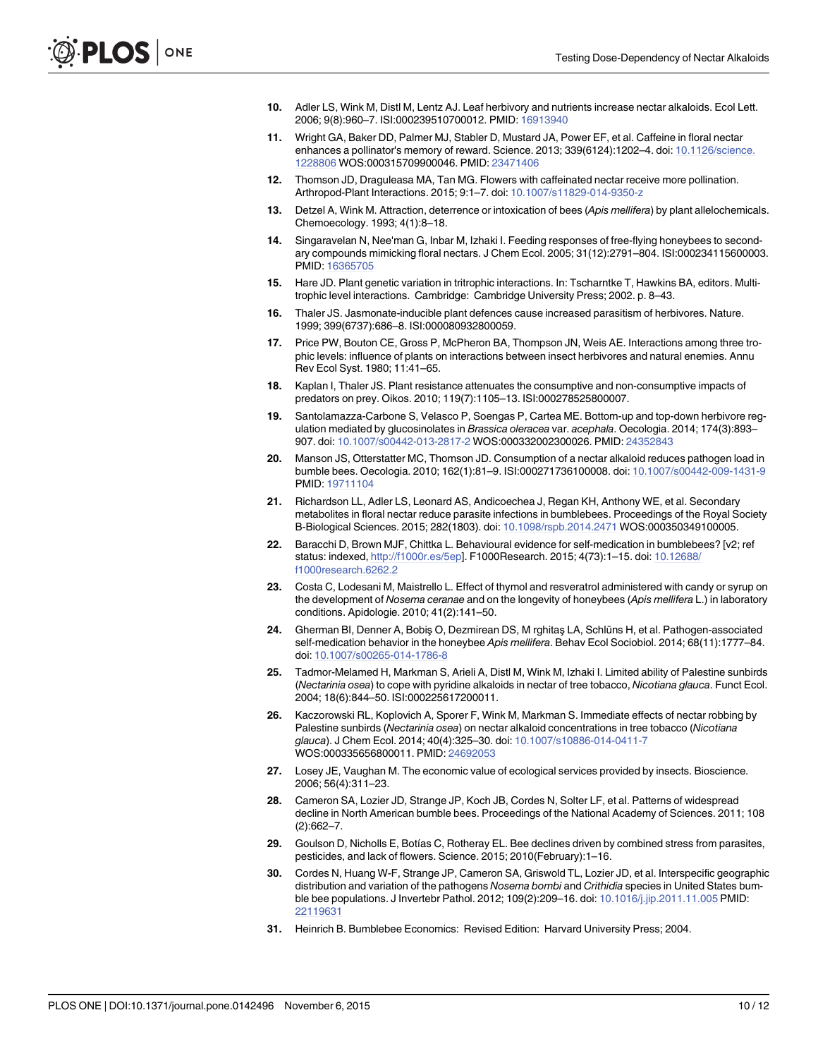10. Adler LS, Wink M, Distl M, Lentz AJ. Leaf herbivory and nutrients increase nectar alkaloids. Ecol Lett. 2006; 9(8):960–7. ISI:000239510700012. PMID: 16913940

11. Wright GA, Baker DD, Palmer MJ, Stabler D, Mustard JA, Power EF, et al. Caffeine in floral nectar enhances a pollinator's memory of reward. Science. 2013; 339(6124):1202–4. doi: 10.1126/science.1228806 WOS:000315709900046. PMID: 23471406

12. Thomson JD, Draguleasa MA, Tan MG. Flowers with caffeinated nectar receive more pollination. Arthropod-Plant Interactions. 2015; 9:1–7. doi: 10.1007/s11829-014-9350-z

13. Detzel A, Wink M. Attraction, deterrence or intoxication of bees (*Apis mellifera*) by plant allelochemicals. Chemoecology. 1993; 4(1):8–18.

14. Singaravelan N, Nee'man G, Inbar M, Izhaki I. Feeding responses of free-flying honeybees to secondary compounds mimicking floral nectars. J Chem Ecol. 2005; 31(12):2791–804. ISI:000234115600003. PMID: 16365705

15. Hare JD. Plant genetic variation in tritrophic interactions. In: Tscharntke T, Hawkins BA, editors. Multitrophic level interactions. Cambridge: Cambridge University Press; 2002. p. 8–43.

16. Thaler JS. Jasmonate-inducible plant defences cause increased parasitism of herbivores. Nature. 1999; 399(6737):686–8. ISI:000080932800059.

17. Price PW, Bouton CE, Gross P, McPheron BA, Thompson JN, Weis AE. Interactions among three trophic levels: influence of plants on interactions between insect herbivores and natural enemies. Annu Rev Ecol Syst. 1980; 11:41–65.

18. Kaplan I, Thaler JS. Plant resistance attenuates the consumptive and non-consumptive impacts of predators on prey. Oikos. 2010; 119(7):1105–13. ISI:000278525800007.

19. Santolamazza-Carbone S, Velasco P, Soengas P, Cartea ME. Bottom-up and top-down herbivore regulation mediated by glucosinolates in *Brassica oleracea* var. *acephala*. Oecologia. 2014; 174(3):893–907. doi: 10.1007/s00442-013-2817-2 WOS:000332002300026. PMID: 24352843

20. Manson JS, Otterstatter MC, Thomson JD. Consumption of a nectar alkaloid reduces pathogen load in bumble bees. Oecologia. 2010; 162(1):81–9. ISI:000271736100008. doi: 10.1007/s00442-009-1431-9 PMID: 19711104

21. Richardson LL, Adler LS, Leonard AS, Andicoechea J, Regan KH, Anthony WE, et al. Secondary metabolites in floral nectar reduce parasite infections in bumblebees. Proceedings of the Royal Society B-Biological Sciences. 2015; 282(1803). doi: 10.1098/rspb.2014.2471 WOS:000350349100005.

22. Baracchi D, Brown MJF, Chittka L. Behavioural evidence for self-medication in bumblebees? [v2; ref status: indexed, http://f1000r.es/5ep]. F1000Research. 2015; 4(73):1–15. doi: 10.12688/f1000research.6262.2

23. Costa C, Lodesani M, Maistrello L. Effect of thymol and resveratrol administered with candy or syrup on the development of *Nosema ceranae* and on the longevity of honeybees (*Apis mellifera* L.) in laboratory conditions. Apidologie. 2010; 41(2):141–50.

24. Gherman BI, Denner A, Bobiş O, Dezmirean DS, M rghitaş LA, Schlüns H, et al. Pathogen-associated self-medication behavior in the honeybee *Apis mellifera*. Behav Ecol Sociobiol. 2014; 68(11):1777–84. doi: 10.1007/s00265-014-1786-8

25. Tadmor-Melamed H, Markman S, Arieli A, Distl M, Wink M, Izhaki I. Limited ability of Palestine sunbirds (*Nectarinia osea*) to cope with pyridine alkaloids in nectar of tree tobacco, *Nicotiana glauca*. Funct Ecol. 2004; 18(6):844–50. ISI:000225617200011.

26. Kaczorowski RL, Koplovich A, Sporer F, Wink M, Markman S. Immediate effects of nectar robbing by Palestine sunbirds (*Nectarinia osea*) on nectar alkaloid concentrations in tree tobacco (*Nicotiana glauca*). J Chem Ecol. 2014; 40(4):325–30. doi: 10.1007/s10886-014-0411-7 WOS:000335656800011. PMID: 24692053

27. Losey JE, Vaughan M. The economic value of ecological services provided by insects. Bioscience. 2006; 56(4):311–23.

28. Cameron SA, Lozier JD, Strange JP, Koch JB, Cordes N, Solter LF, et al. Patterns of widespread decline in North American bumble bees. Proceedings of the National Academy of Sciences. 2011; 108(2):662–7.

29. Goulson D, Nicholls E, Botías C, Rotheray EL. Bee declines driven by combined stress from parasites, pesticides, and lack of flowers. Science. 2015; 2010(February):1–16.

30. Cordes N, Huang W-F, Strange JP, Cameron SA, Griswold TL, Lozier JD, et al. Interspecific geographic distribution and variation of the pathogens *Nosema bombi* and *Crithidia* species in United States bumble bee populations. J Invertebr Pathol. 2012; 109(2):209–16. doi: 10.1016/j.jip.2011.11.005 PMID: 22119631

31. Heinrich B. Bumblebee Economics: Revised Edition: Harvard University Press; 2004.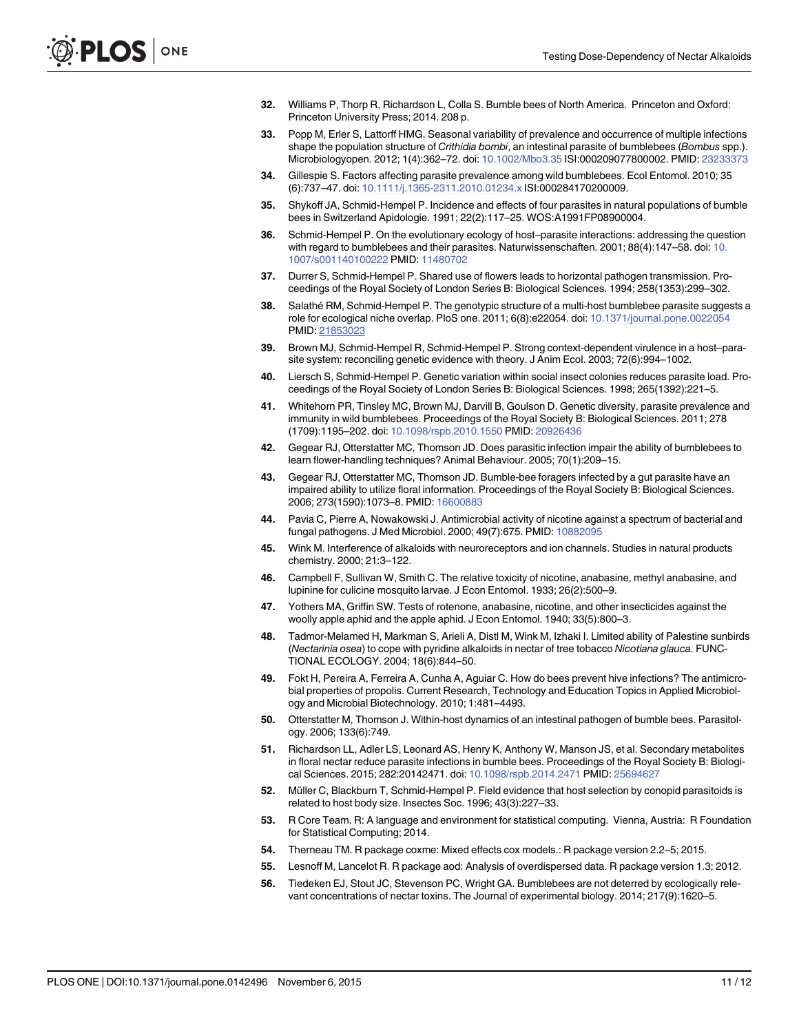32. Williams P, Thorp R, Richardson L, Colla S. Bumble bees of North America. Princeton and Oxford: Princeton University Press; 2014. 208 p.
33. Popp M, Erler S, Lattorff HMG. Seasonal variability of prevalence and occurrence of multiple infections shape the population structure of *Crithidia bombi*, an intestinal parasite of bumblebees (*Bombus* spp.). Microbiologyopen. 2012; 1(4):362–72. doi: 10.1002/Mbo3.35 ISI:000209077800002. PMID: 23233373
34. Gillespie S. Factors affecting parasite prevalence among wild bumblebees. Ecol Entomol. 2010; 35 (6):737–47. doi: 10.1111/j.1365-2311.2010.01234.x ISI:000284170200009.
35. Shykoff JA, Schmid-Hempel P. Incidence and effects of four parasites in natural populations of bumble bees in Switzerland Apidologie. 1991; 22(2):117–25. WOS:A1991FP08900004.
36. Schmid-Hempel P. On the evolutionary ecology of host–parasite interactions: addressing the question with regard to bumblebees and their parasites. Naturwissenschaften. 2001; 88(4):147–58. doi: 10.1007/s001140100222 PMID: 11480702
37. Durrer S, Schmid-Hempel P. Shared use of flowers leads to horizontal pathogen transmission. Proceedings of the Royal Society of London Series B: Biological Sciences. 1994; 258(1353):299–302.
38. Salathé RM, Schmid-Hempel P. The genotypic structure of a multi-host bumblebee parasite suggests a role for ecological niche overlap. PloS one. 2011; 6(8):e22054. doi: 10.1371/journal.pone.0022054 PMID: 21853023
39. Brown MJ, Schmid-Hempel R, Schmid-Hempel P. Strong context-dependent virulence in a host–parasite system: reconciling genetic evidence with theory. J Anim Ecol. 2003; 72(6):994–1002.
40. Liersch S, Schmid-Hempel P. Genetic variation within social insect colonies reduces parasite load. Proceedings of the Royal Society of London Series B: Biological Sciences. 1998; 265(1392):221–5.
41. Whitehorn PR, Tinsley MC, Brown MJ, Darvill B, Goulson D. Genetic diversity, parasite prevalence and immunity in wild bumblebees. Proceedings of the Royal Society B: Biological Sciences. 2011; 278 (1709):1195–202. doi: 10.1098/rspb.2010.1550 PMID: 20926436
42. Gegear RJ, Otterstatter MC, Thomson JD. Does parasitic infection impair the ability of bumblebees to learn flower-handling techniques? Animal Behaviour. 2005; 70(1):209–15.
43. Gegear RJ, Otterstatter MC, Thomson JD. Bumble-bee foragers infected by a gut parasite have an impaired ability to utilize floral information. Proceedings of the Royal Society B: Biological Sciences. 2006; 273(1590):1073–8. PMID: 16600883
44. Pavia C, Pierre A, Nowakowski J. Antimicrobial activity of nicotine against a spectrum of bacterial and fungal pathogens. J Med Microbiol. 2000; 49(7):675. PMID: 10882095
45. Wink M. Interference of alkaloids with neuroreceptors and ion channels. Studies in natural products chemistry. 2000; 21:3–122.
46. Campbell F, Sullivan W, Smith C. The relative toxicity of nicotine, anabasine, methyl anabasine, and lupinine for culicine mosquito larvae. J Econ Entomol. 1933; 26(2):500–9.
47. Yothers MA, Griffin SW. Tests of rotenone, anabasine, nicotine, and other insecticides against the woolly apple aphid and the apple aphid. J Econ Entomol. 1940; 33(5):800–3.
48. Tadmor-Melamed H, Markman S, Arieli A, Distl M, Wink M, Izhaki I. Limited ability of Palestine sunbirds (*Nectarinia osea*) to cope with pyridine alkaloids in nectar of tree tobacco *Nicotiana glauca*. FUNCTIONAL ECOLOGY. 2004; 18(6):844–50.
49. Fokt H, Pereira A, Ferreira A, Cunha A, Aguiar C. How do bees prevent hive infections? The antimicrobial properties of propolis. Current Research, Technology and Education Topics in Applied Microbiology and Microbial Biotechnology. 2010; 1:481–4493.
50. Otterstatter M, Thomson J. Within-host dynamics of an intestinal pathogen of bumble bees. Parasitology. 2006; 133(6):749.
51. Richardson LL, Adler LS, Leonard AS, Henry K, Anthony W, Manson JS, et al. Secondary metabolites in floral nectar reduce parasite infections in bumble bees. Proceedings of the Royal Society B: Biological Sciences. 2015; 282:20142471. doi: 10.1098/rspb.2014.2471 PMID: 25694627
52. Müller C, Blackburn T, Schmid-Hempel P. Field evidence that host selection by conopid parasitoids is related to host body size. Insectes Soc. 1996; 43(3):227–33.
53. R Core Team. R: A language and environment for statistical computing. Vienna, Austria: R Foundation for Statistical Computing; 2014.
54. Therneau TM. R package coxme: Mixed effects cox models.: R package version 2.2–5; 2015.
55. Lesnoff M, Lancelot R. R package aod: Analysis of overdispersed data. R package version 1.3; 2012.
56. Tiedeken EJ, Stout JC, Stevenson PC, Wright GA. Bumblebees are not deterred by ecologically relevant concentrations of nectar toxins. The Journal of experimental biology. 2014; 217(9):1620–5.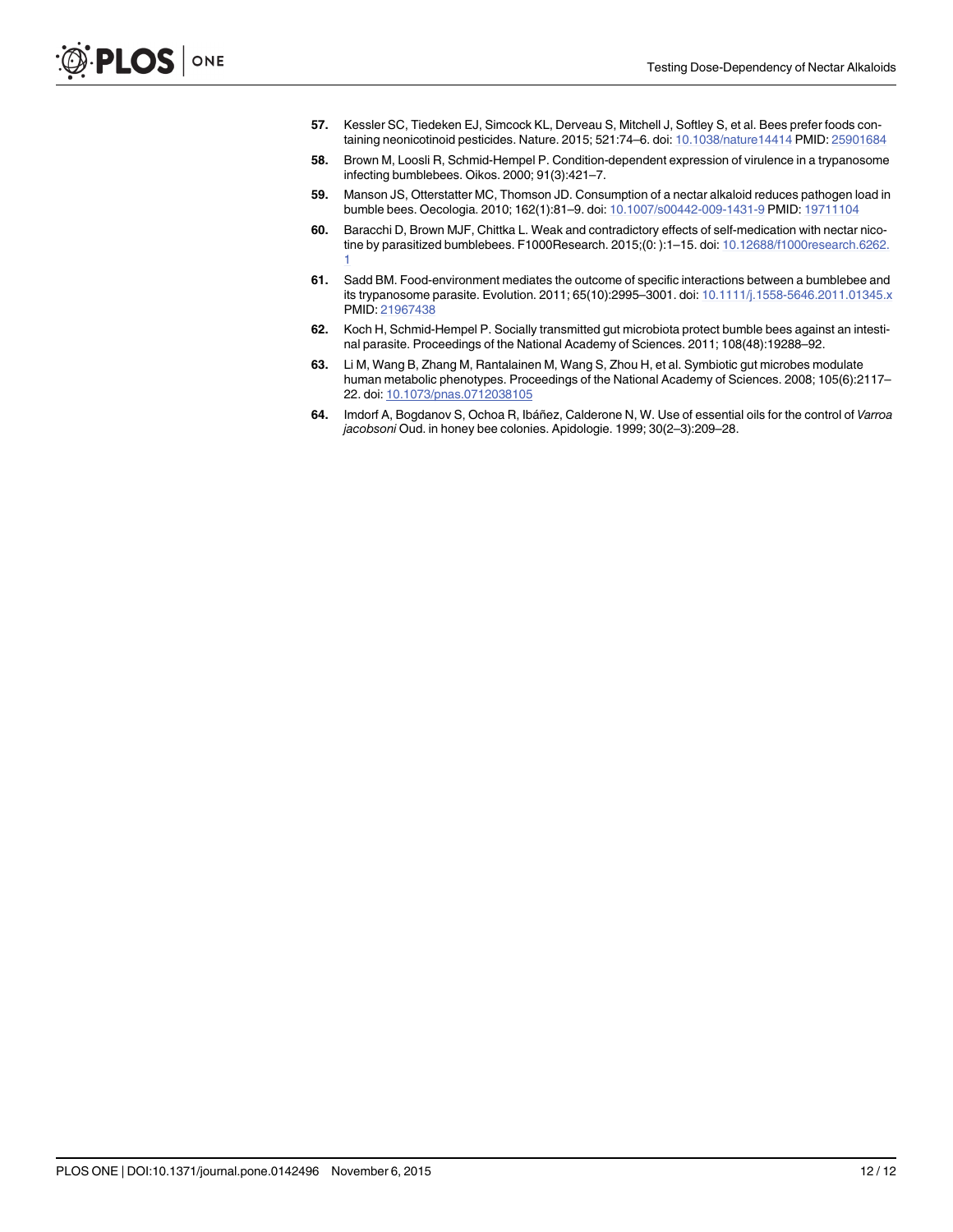57. Kessler SC, Tiedeken EJ, Simcock KL, Derveau S, Mitchell J, Softley S, et al. Bees prefer foods containing neonicotinoid pesticides. Nature. 2015; 521:74–6. doi: 10.1038/nature14414 PMID: 25901684

58. Brown M, Loosli R, Schmid-Hempel P. Condition-dependent expression of virulence in a trypanosome infecting bumblebees. Oikos. 2000; 91(3):421–7.

59. Manson JS, Otterstatter MC, Thomson JD. Consumption of a nectar alkaloid reduces pathogen load in bumble bees. Oecologia. 2010; 162(1):81–9. doi: 10.1007/s00442-009-1431-9 PMID: 19711104

60. Baracchi D, Brown MJF, Chittka L. Weak and contradictory effects of self-medication with nectar nicotine by parasitized bumblebees. F1000Research. 2015;(0: ):1–15. doi: 10.12688/f1000research.6262.1

61. Sadd BM. Food-environment mediates the outcome of specific interactions between a bumblebee and its trypanosome parasite. Evolution. 2011; 65(10):2995–3001. doi: 10.1111/j.1558-5646.2011.01345.x PMID: 21967438

62. Koch H, Schmid-Hempel P. Socially transmitted gut microbiota protect bumble bees against an intestinal parasite. Proceedings of the National Academy of Sciences. 2011; 108(48):19288–92.

63. Li M, Wang B, Zhang M, Rantalainen M, Wang S, Zhou H, et al. Symbiotic gut microbes modulate human metabolic phenotypes. Proceedings of the National Academy of Sciences. 2008; 105(6):2117–22. doi: 10.1073/pnas.0712038105

64. Imdorf A, Bogdanov S, Ochoa R, Ibáñez, Calderone N, W. Use of essential oils for the control of *Varroa jacobsoni* Oud. in honey bee colonies. Apidologie. 1999; 30(2–3):209–28.